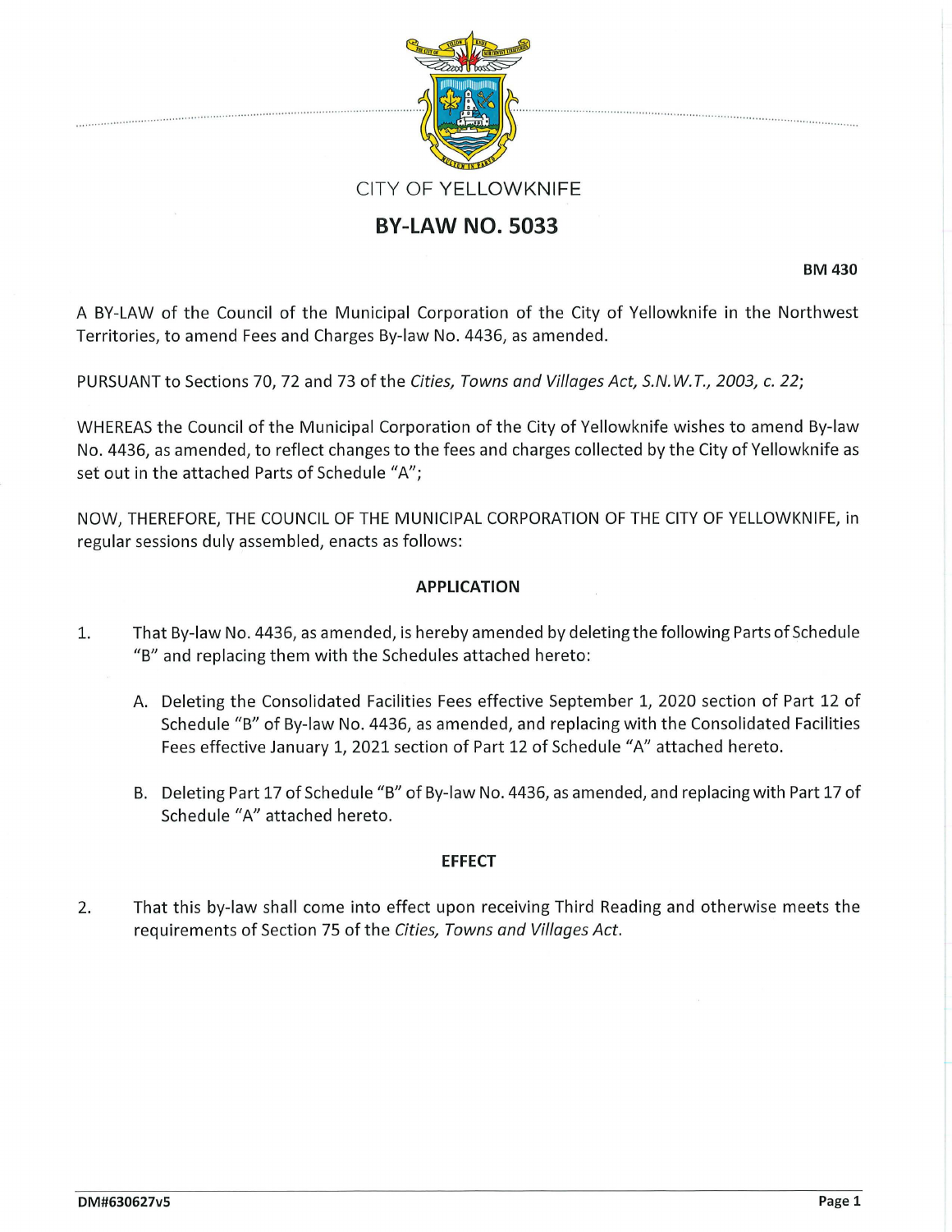CITY OF YELLOWKNIFE

# BY-LAW NO. 5033

**BM 430**

A BY-LAW of the Council of the Municipal Corporation of the City of Yellowknife in the Northwest Territories, to amend Fees and Charges By-law No. 4436, as amended.

PURSUANT to Sections 70, 72 and 73 of the *Cities, Towns and Villages Act, S.N.W.T., 2003, c. 22*;

WHEREAS the Council of the Municipal Corporation of the City of Yellowknife wishes to amend By-law No. 4436, as amended, to reflect changes to the fees and charges collected by the City of Yellowknife as set out in the attached Parts of Schedule "A";

NOW, THEREFORE, THE COUNCIL OF THE MUNICIPAL CORPORATION OF THE CITY OF YELLOWKNIFE, in regular sessions duly assembled, enacts as follows:

## APPLICATION

1. That By-law No. 4436, as amended, is hereby amended by deleting the following Parts of Schedule "B" and replacing them with the Schedules attached hereto:

   A. Deleting the Consolidated Facilities Fees effective September 1, 2020 section of Part 12 of Schedule "B" of By-law No. 4436, as amended, and replacing with the Consolidated Facilities Fees effective January 1, 2021 section of Part 12 of Schedule "A" attached hereto.

   B. Deleting Part 17 of Schedule "B" of By-law No. 4436, as amended, and replacing with Part 17 of Schedule "A" attached hereto.

## EFFECT

2. That this by-law shall come into effect upon receiving Third Reading and otherwise meets the requirements of Section 75 of the *Cities, Towns and Villages Act*.

DM#630627v5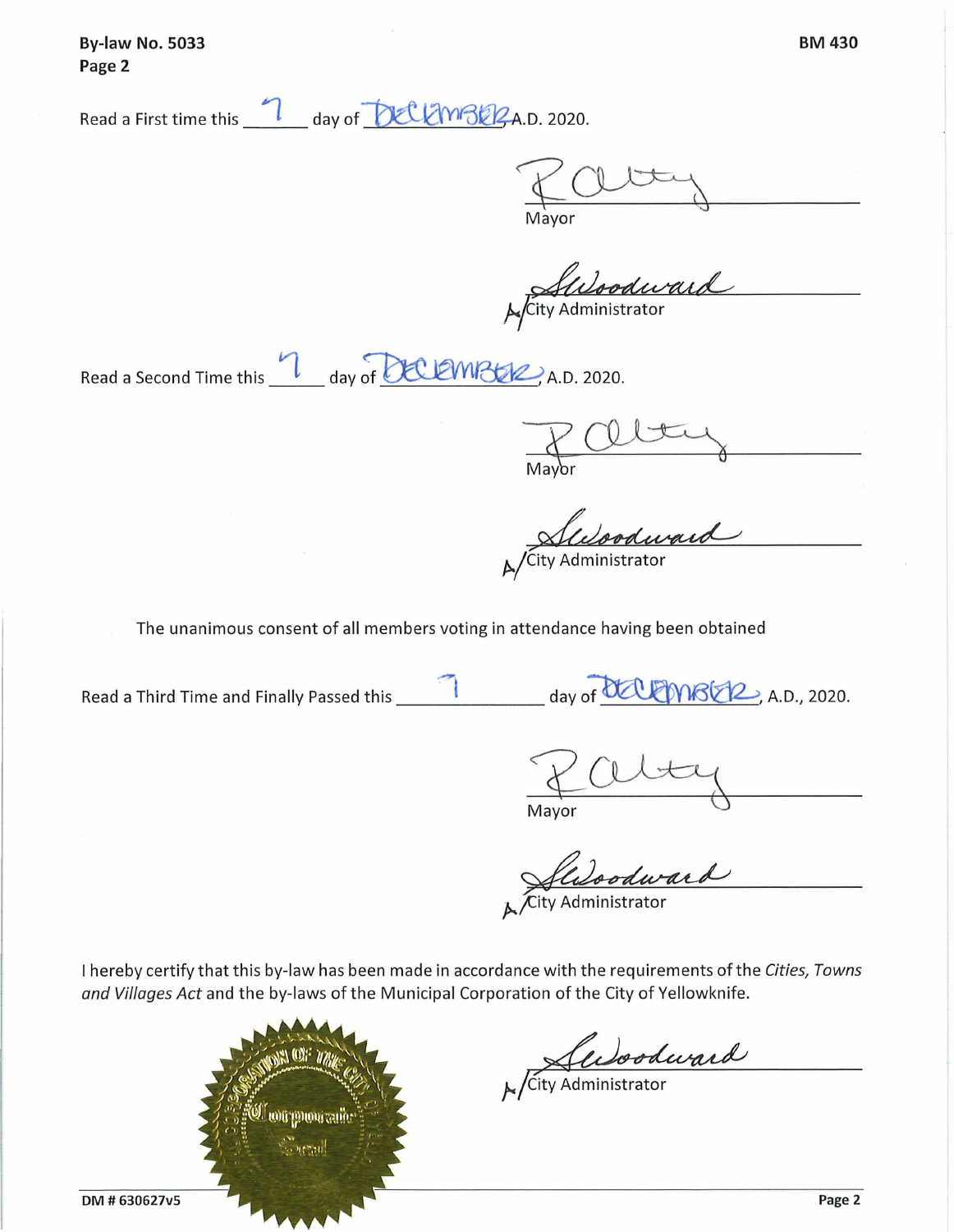By-law No. 5033
Page 2

BM 430

Read a First time this 7 day of DECEMBER A.D. 2020.

Mayor

A/City Administrator

Read a Second Time this 7 day of DECEMBER, A.D. 2020.

Mayor

A/City Administrator

The unanimous consent of all members voting in attendance having been obtained

Read a Third Time and Finally Passed this 7 day of DECEMBER, A.D., 2020.

Mayor

A/City Administrator

I hereby certify that this by-law has been made in accordance with the requirements of the *Cities, Towns and Villages Act* and the by-laws of the Municipal Corporation of the City of Yellowknife.

A/City Administrator

DM # 630627v5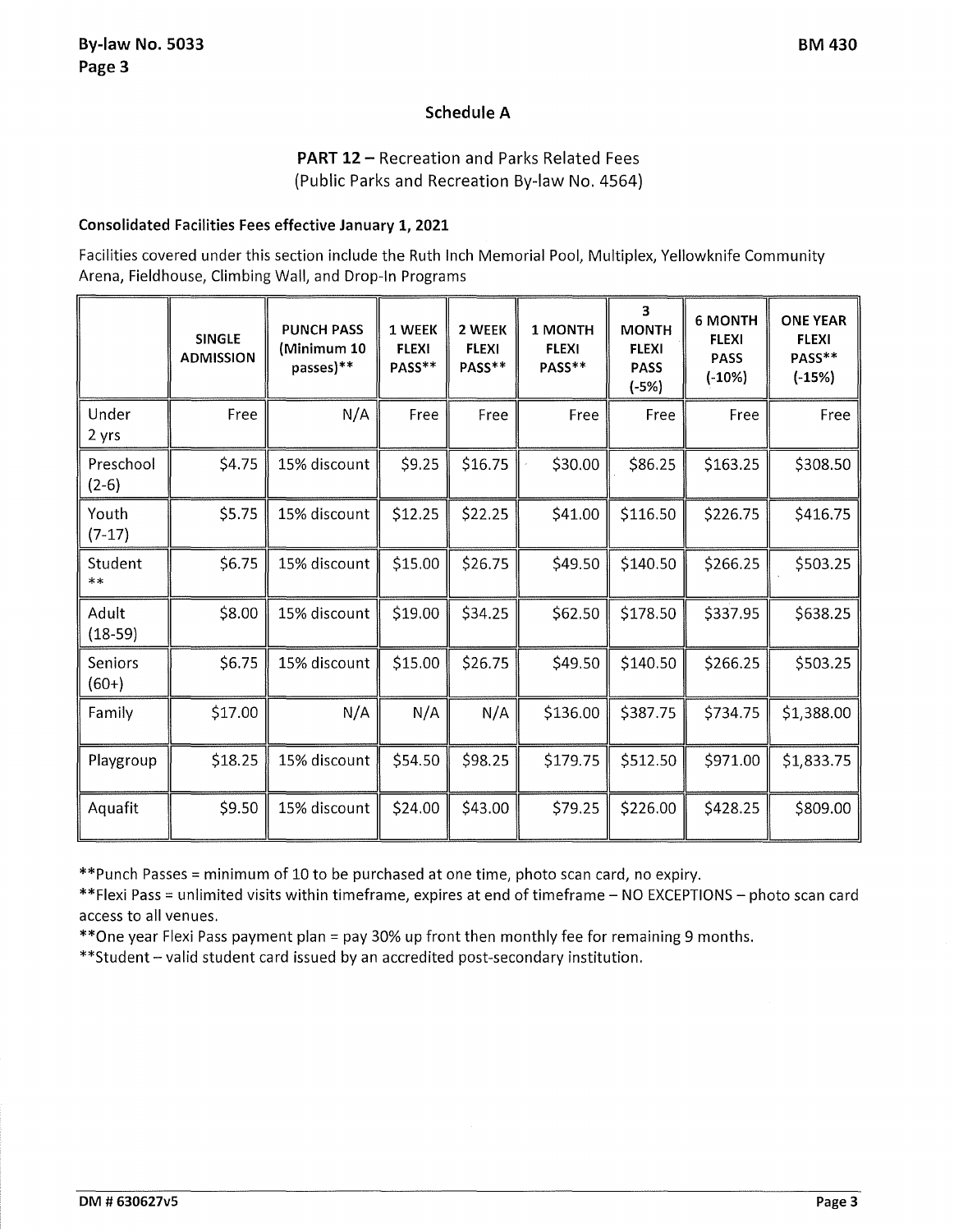## Schedule A

### PART 12 – Recreation and Parks Related Fees
(Public Parks and Recreation By-law No. 4564)

**Consolidated Facilities Fees effective January 1, 2021**

Facilities covered under this section include the Ruth Inch Memorial Pool, Multiplex, Yellowknife Community Arena, Fieldhouse, Climbing Wall, and Drop-In Programs

| | SINGLE ADMISSION | PUNCH PASS (Minimum 10 passes)** | 1 WEEK FLEXI PASS** | 2 WEEK FLEXI PASS** | 1 MONTH FLEXI PASS** | 3 MONTH FLEXI PASS (-5%) | 6 MONTH FLEXI PASS (-10%) | ONE YEAR FLEXI PASS** (-15%) |
|---|---|---|---|---|---|---|---|---|
| Under 2 yrs | Free | N/A | Free | Free | Free | Free | Free | Free |
| Preschool (2-6) | $4.75 | 15% discount | $9.25 | $16.75 | $30.00 | $86.25 | $163.25 | $308.50 |
| Youth (7-17) | $5.75 | 15% discount | $12.25 | $22.25 | $41.00 | $116.50 | $226.75 | $416.75 |
| Student ** | $6.75 | 15% discount | $15.00 | $26.75 | $49.50 | $140.50 | $266.25 | $503.25 |
| Adult (18-59) | $8.00 | 15% discount | $19.00 | $34.25 | $62.50 | $178.50 | $337.95 | $638.25 |
| Seniors (60+) | $6.75 | 15% discount | $15.00 | $26.75 | $49.50 | $140.50 | $266.25 | $503.25 |
| Family | $17.00 | N/A | N/A | N/A | $136.00 | $387.75 | $734.75 | $1,388.00 |
| Playgroup | $18.25 | 15% discount | $54.50 | $98.25 | $179.75 | $512.50 | $971.00 | $1,833.75 |
| Aquafit | $9.50 | 15% discount | $24.00 | $43.00 | $79.25 | $226.00 | $428.25 | $809.00 |

**Punch Passes = minimum of 10 to be purchased at one time, photo scan card, no expiry.

**Flexi Pass = unlimited visits within timeframe, expires at end of timeframe – NO EXCEPTIONS – photo scan card access to all venues.

**One year Flexi Pass payment plan = pay 30% up front then monthly fee for remaining 9 months.

**Student – valid student card issued by an accredited post-secondary institution.

DM # 630627v5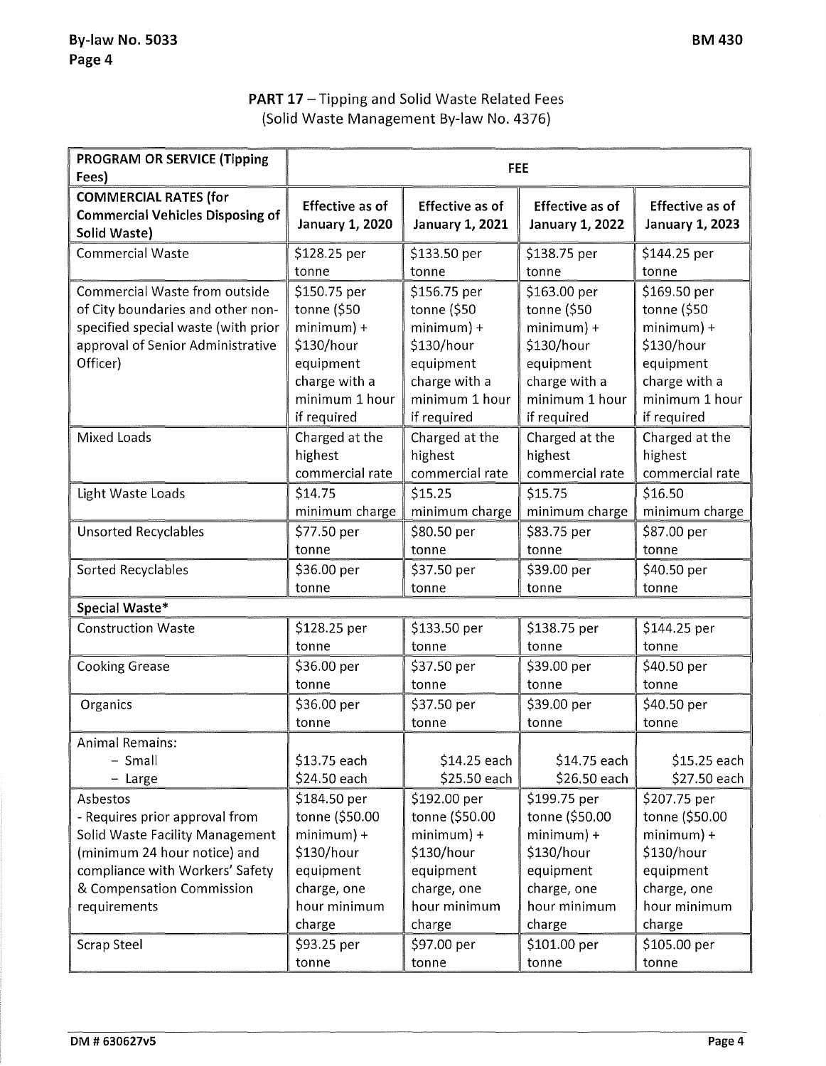**PART 17** – Tipping and Solid Waste Related Fees
(Solid Waste Management By-law No. 4376)

| PROGRAM OR SERVICE (Tipping Fees) | FEE | | | |
|---|---|---|---|---|
| **COMMERCIAL RATES (for Commercial Vehicles Disposing of Solid Waste)** | **Effective as of January 1, 2020** | **Effective as of January 1, 2021** | **Effective as of January 1, 2022** | **Effective as of January 1, 2023** |
| Commercial Waste | $128.25 per tonne | $133.50 per tonne | $138.75 per tonne | $144.25 per tonne |
| Commercial Waste from outside of City boundaries and other non-specified special waste (with prior approval of Senior Administrative Officer) | $150.75 per tonne ($50 minimum) + $130/hour equipment charge with a minimum 1 hour if required | $156.75 per tonne ($50 minimum) + $130/hour equipment charge with a minimum 1 hour if required | $163.00 per tonne ($50 minimum) + $130/hour equipment charge with a minimum 1 hour if required | $169.50 per tonne ($50 minimum) + $130/hour equipment charge with a minimum 1 hour if required |
| Mixed Loads | Charged at the highest commercial rate | Charged at the highest commercial rate | Charged at the highest commercial rate | Charged at the highest commercial rate |
| Light Waste Loads | $14.75 minimum charge | $15.25 minimum charge | $15.75 minimum charge | $16.50 minimum charge |
| Unsorted Recyclables | $77.50 per tonne | $80.50 per tonne | $83.75 per tonne | $87.00 per tonne |
| Sorted Recyclables | $36.00 per tonne | $37.50 per tonne | $39.00 per tonne | $40.50 per tonne |
| **Special Waste*** | | | | |
| Construction Waste | $128.25 per tonne | $133.50 per tonne | $138.75 per tonne | $144.25 per tonne |
| Cooking Grease | $36.00 per tonne | $37.50 per tonne | $39.00 per tonne | $40.50 per tonne |
| Organics | $36.00 per tonne | $37.50 per tonne | $39.00 per tonne | $40.50 per tonne |
| Animal Remains:<br>– Small<br>– Large | <br>$13.75 each<br>$24.50 each | <br>$14.25 each<br>$25.50 each | <br>$14.75 each<br>$26.50 each | <br>$15.25 each<br>$27.50 each |
| Asbestos<br>- Requires prior approval from Solid Waste Facility Management (minimum 24 hour notice) and compliance with Workers' Safety & Compensation Commission requirements | $184.50 per tonne ($50.00 minimum) + $130/hour equipment charge, one hour minimum charge | $192.00 per tonne ($50.00 minimum) + $130/hour equipment charge, one hour minimum charge | $199.75 per tonne ($50.00 minimum) + $130/hour equipment charge, one hour minimum charge | $207.75 per tonne ($50.00 minimum) + $130/hour equipment charge, one hour minimum charge |
| Scrap Steel | $93.25 per tonne | $97.00 per tonne | $101.00 per tonne | $105.00 per tonne |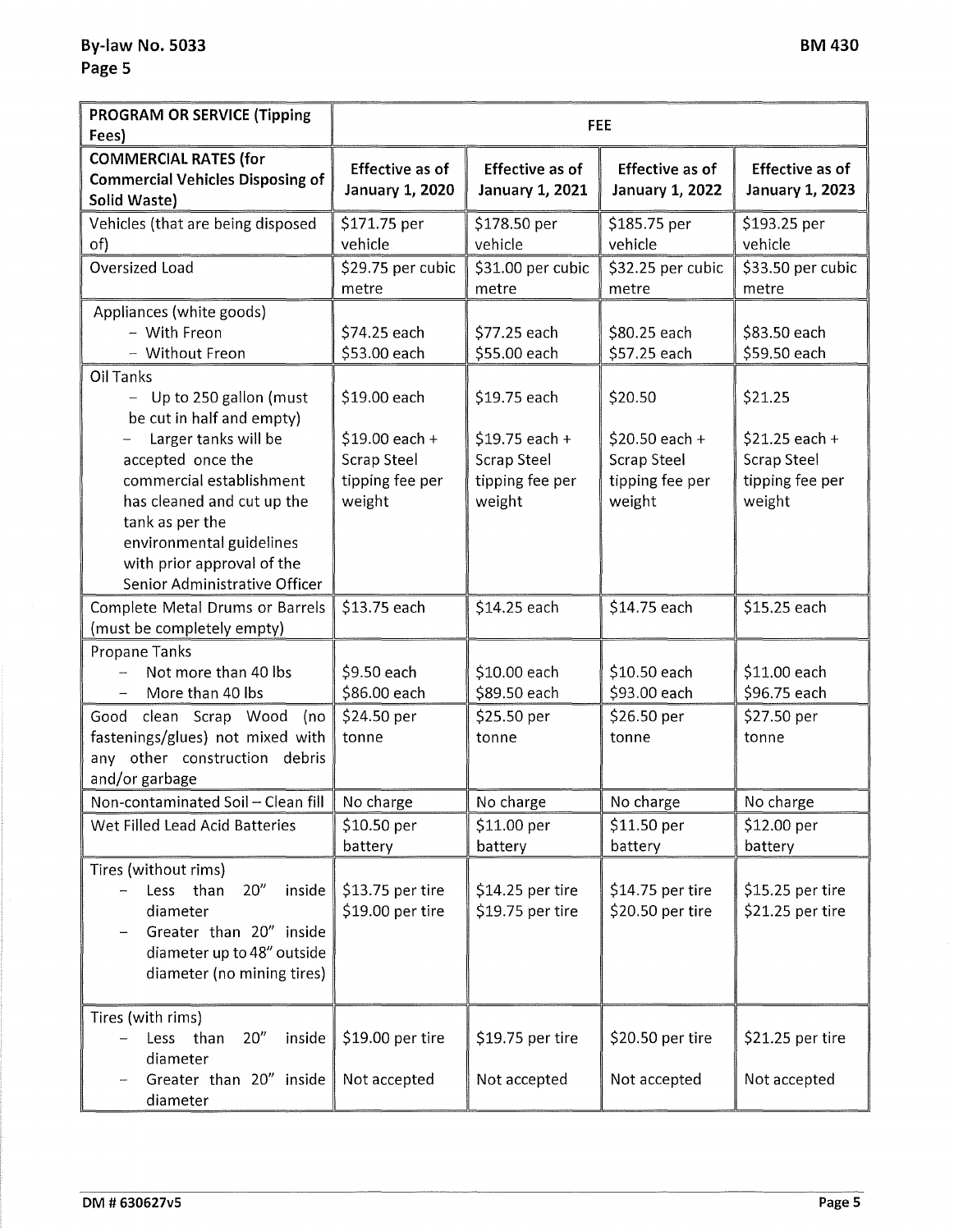| PROGRAM OR SERVICE (Tipping Fees) | FEE | | | |
|---|---|---|---|---|
| **COMMERCIAL RATES (for Commercial Vehicles Disposing of Solid Waste)** | **Effective as of January 1, 2020** | **Effective as of January 1, 2021** | **Effective as of January 1, 2022** | **Effective as of January 1, 2023** |
| Vehicles (that are being disposed of) | $171.75 per vehicle | $178.50 per vehicle | $185.75 per vehicle | $193.25 per vehicle |
| Oversized Load | $29.75 per cubic metre | $31.00 per cubic metre | $32.25 per cubic metre | $33.50 per cubic metre |
| Appliances (white goods)<br>- With Freon<br>- Without Freon | <br>$74.25 each<br>$53.00 each | <br>$77.25 each<br>$55.00 each | <br>$80.25 each<br>$57.25 each | <br>$83.50 each<br>$59.50 each |
| Oil Tanks<br>- Up to 250 gallon (must be cut in half and empty)<br>- Larger tanks will be accepted once the commercial establishment has cleaned and cut up the tank as per the environmental guidelines with prior approval of the Senior Administrative Officer | <br>$19.00 each<br><br>$19.00 each + Scrap Steel tipping fee per weight | <br>$19.75 each<br><br>$19.75 each + Scrap Steel tipping fee per weight | <br>$20.50<br><br>$20.50 each + Scrap Steel tipping fee per weight | <br>$21.25<br><br>$21.25 each + Scrap Steel tipping fee per weight |
| Complete Metal Drums or Barrels (must be completely empty) | $13.75 each | $14.25 each | $14.75 each | $15.25 each |
| Propane Tanks<br>- Not more than 40 lbs<br>- More than 40 lbs | <br>$9.50 each<br>$86.00 each | <br>$10.00 each<br>$89.50 each | <br>$10.50 each<br>$93.00 each | <br>$11.00 each<br>$96.75 each |
| Good clean Scrap Wood (no fastenings/glues) not mixed with any other construction debris and/or garbage | $24.50 per tonne | $25.50 per tonne | $26.50 per tonne | $27.50 per tonne |
| Non-contaminated Soil – Clean fill | No charge | No charge | No charge | No charge |
| Wet Filled Lead Acid Batteries | $10.50 per battery | $11.00 per battery | $11.50 per battery | $12.00 per battery |
| Tires (without rims)<br>- Less than 20" inside diameter<br>- Greater than 20" inside diameter up to 48" outside diameter (no mining tires) | <br>$13.75 per tire<br>$19.00 per tire | <br>$14.25 per tire<br>$19.75 per tire | <br>$14.75 per tire<br>$20.50 per tire | <br>$15.25 per tire<br>$21.25 per tire |
| Tires (with rims)<br>- Less than 20" inside diameter<br>- Greater than 20" inside diameter | <br>$19.00 per tire<br>Not accepted | <br>$19.75 per tire<br>Not accepted | <br>$20.50 per tire<br>Not accepted | <br>$21.25 per tire<br>Not accepted |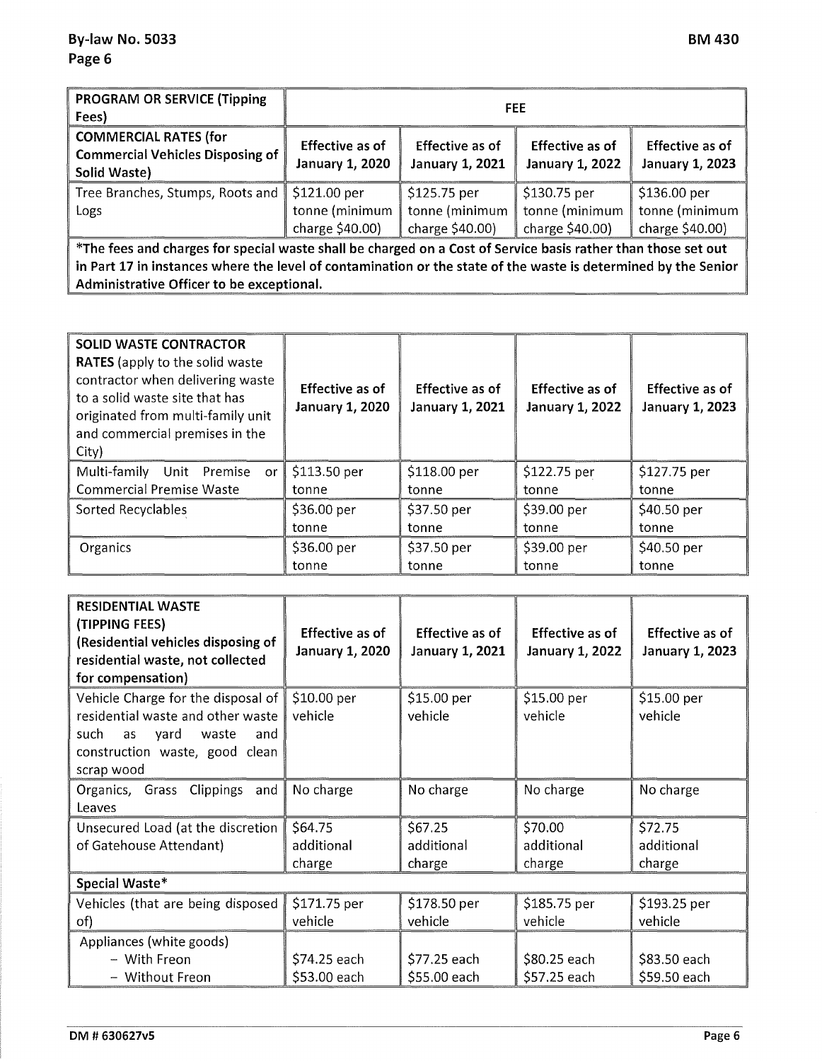| PROGRAM OR SERVICE (Tipping Fees) | FEE | | | |
|---|---|---|---|---|
| **COMMERCIAL RATES (for Commercial Vehicles Disposing of Solid Waste)** | **Effective as of January 1, 2020** | **Effective as of January 1, 2021** | **Effective as of January 1, 2022** | **Effective as of January 1, 2023** |
| Tree Branches, Stumps, Roots and Logs | $121.00 per tonne (minimum charge $40.00) | $125.75 per tonne (minimum charge $40.00) | $130.75 per tonne (minimum charge $40.00) | $136.00 per tonne (minimum charge $40.00) |
| ***The fees and charges for special waste shall be charged on a Cost of Service basis rather than those set out in Part 17 in instances where the level of contamination or the state of the waste is determined by the Senior Administrative Officer to be exceptional.** | | | | |

| **SOLID WASTE CONTRACTOR RATES** (apply to the solid waste contractor when delivering waste to a solid waste site that has originated from multi-family unit and commercial premises in the City) | **Effective as of January 1, 2020** | **Effective as of January 1, 2021** | **Effective as of January 1, 2022** | **Effective as of January 1, 2023** |
|---|---|---|---|---|
| Multi-family Unit Premise or Commercial Premise Waste | $113.50 per tonne | $118.00 per tonne | $122.75 per tonne | $127.75 per tonne |
| Sorted Recyclables | $36.00 per tonne | $37.50 per tonne | $39.00 per tonne | $40.50 per tonne |
| Organics | $36.00 per tonne | $37.50 per tonne | $39.00 per tonne | $40.50 per tonne |

| **RESIDENTIAL WASTE (TIPPING FEES) (Residential vehicles disposing of residential waste, not collected for compensation)** | **Effective as of January 1, 2020** | **Effective as of January 1, 2021** | **Effective as of January 1, 2022** | **Effective as of January 1, 2023** |
|---|---|---|---|---|
| Vehicle Charge for the disposal of residential waste and other waste such as yard waste and construction waste, good clean scrap wood | $10.00 per vehicle | $15.00 per vehicle | $15.00 per vehicle | $15.00 per vehicle |
| Organics, Grass Clippings and Leaves | No charge | No charge | No charge | No charge |
| Unsecured Load (at the discretion of Gatehouse Attendant) | $64.75 additional charge | $67.25 additional charge | $70.00 additional charge | $72.75 additional charge |
| **Special Waste*** | | | | |
| Vehicles (that are being disposed of) | $171.75 per vehicle | $178.50 per vehicle | $185.75 per vehicle | $193.25 per vehicle |
| Appliances (white goods)<br>– With Freon<br>– Without Freon | <br>$74.25 each<br>$53.00 each | <br>$77.25 each<br>$55.00 each | <br>$80.25 each<br>$57.25 each | <br>$83.50 each<br>$59.50 each |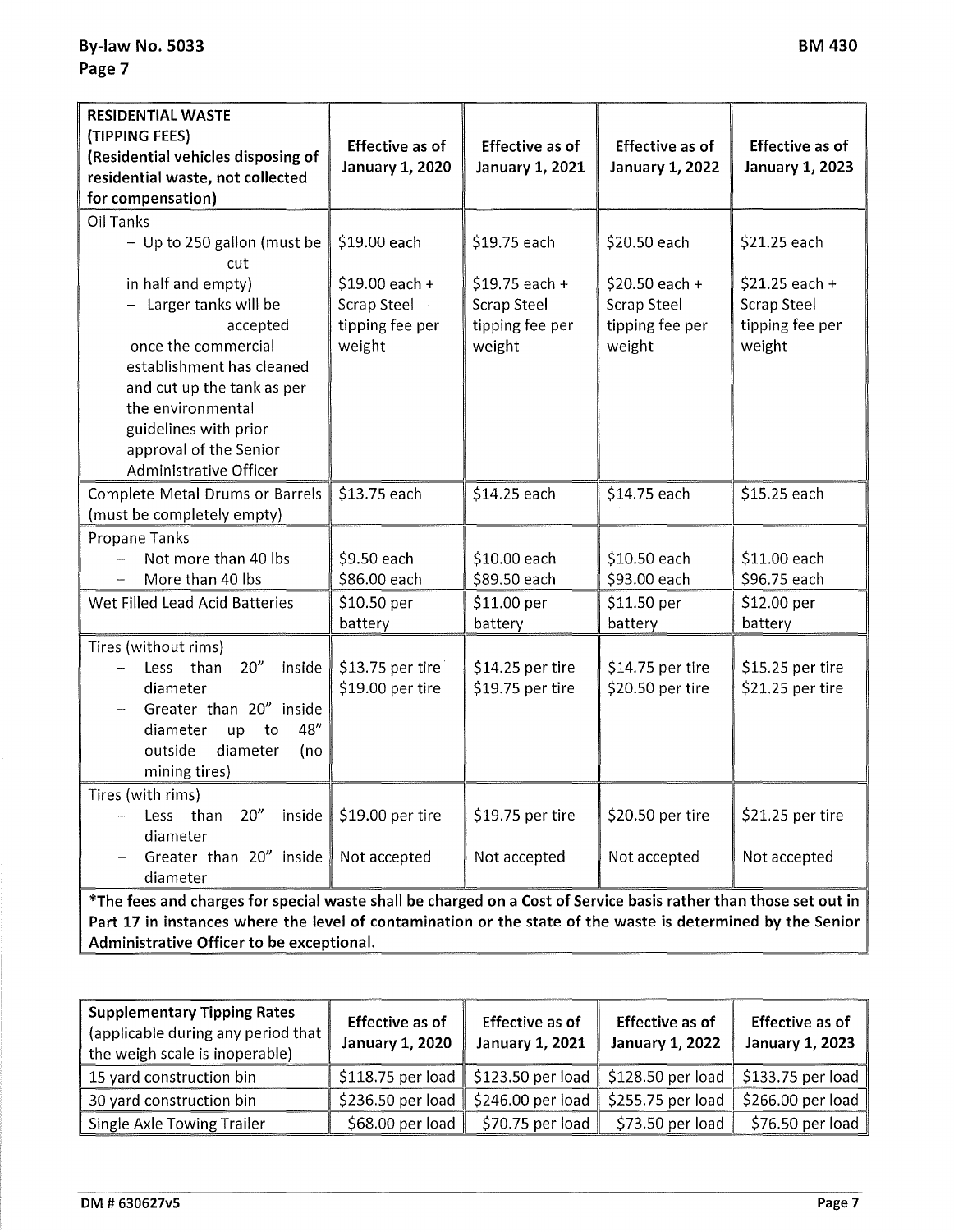| RESIDENTIAL WASTE (TIPPING FEES) (Residential vehicles disposing of residential waste, not collected for compensation) | Effective as of January 1, 2020 | Effective as of January 1, 2021 | Effective as of January 1, 2022 | Effective as of January 1, 2023 |
|---|---|---|---|---|
| Oil Tanks<br>– Up to 250 gallon (must be cut in half and empty)<br>– Larger tanks will be accepted once the commercial establishment has cleaned and cut up the tank as per the environmental guidelines with prior approval of the Senior Administrative Officer | $19.00 each<br><br>$19.00 each + Scrap Steel tipping fee per weight | $19.75 each<br><br>$19.75 each + Scrap Steel tipping fee per weight | $20.50 each<br><br>$20.50 each + Scrap Steel tipping fee per weight | $21.25 each<br><br>$21.25 each + Scrap Steel tipping fee per weight |
| Complete Metal Drums or Barrels (must be completely empty) | $13.75 each | $14.25 each | $14.75 each | $15.25 each |
| Propane Tanks<br>– Not more than 40 lbs<br>– More than 40 lbs | $9.50 each<br>$86.00 each | $10.00 each<br>$89.50 each | $10.50 each<br>$93.00 each | $11.00 each<br>$96.75 each |
| Wet Filled Lead Acid Batteries | $10.50 per battery | $11.00 per battery | $11.50 per battery | $12.00 per battery |
| Tires (without rims)<br>– Less than 20" inside diameter<br>– Greater than 20" inside diameter up to 48" outside diameter (no mining tires) | $13.75 per tire<br>$19.00 per tire | $14.25 per tire<br>$19.75 per tire | $14.75 per tire<br>$20.50 per tire | $15.25 per tire<br>$21.25 per tire |
| Tires (with rims)<br>– Less than 20" inside diameter<br>– Greater than 20" inside diameter | $19.00 per tire<br><br>Not accepted | $19.75 per tire<br><br>Not accepted | $20.50 per tire<br><br>Not accepted | $21.25 per tire<br><br>Not accepted |
| ***The fees and charges for special waste shall be charged on a Cost of Service basis rather than those set out in Part 17 in instances where the level of contamination or the state of the waste is determined by the Senior Administrative Officer to be exceptional.** | | | | |

| **Supplementary Tipping Rates** (applicable during any period that the weigh scale is inoperable) | Effective as of January 1, 2020 | Effective as of January 1, 2021 | Effective as of January 1, 2022 | Effective as of January 1, 2023 |
|---|---|---|---|---|
| 15 yard construction bin | $118.75 per load | $123.50 per load | $128.50 per load | $133.75 per load |
| 30 yard construction bin | $236.50 per load | $246.00 per load | $255.75 per load | $266.00 per load |
| Single Axle Towing Trailer | $68.00 per load | $70.75 per load | $73.50 per load | $76.50 per load |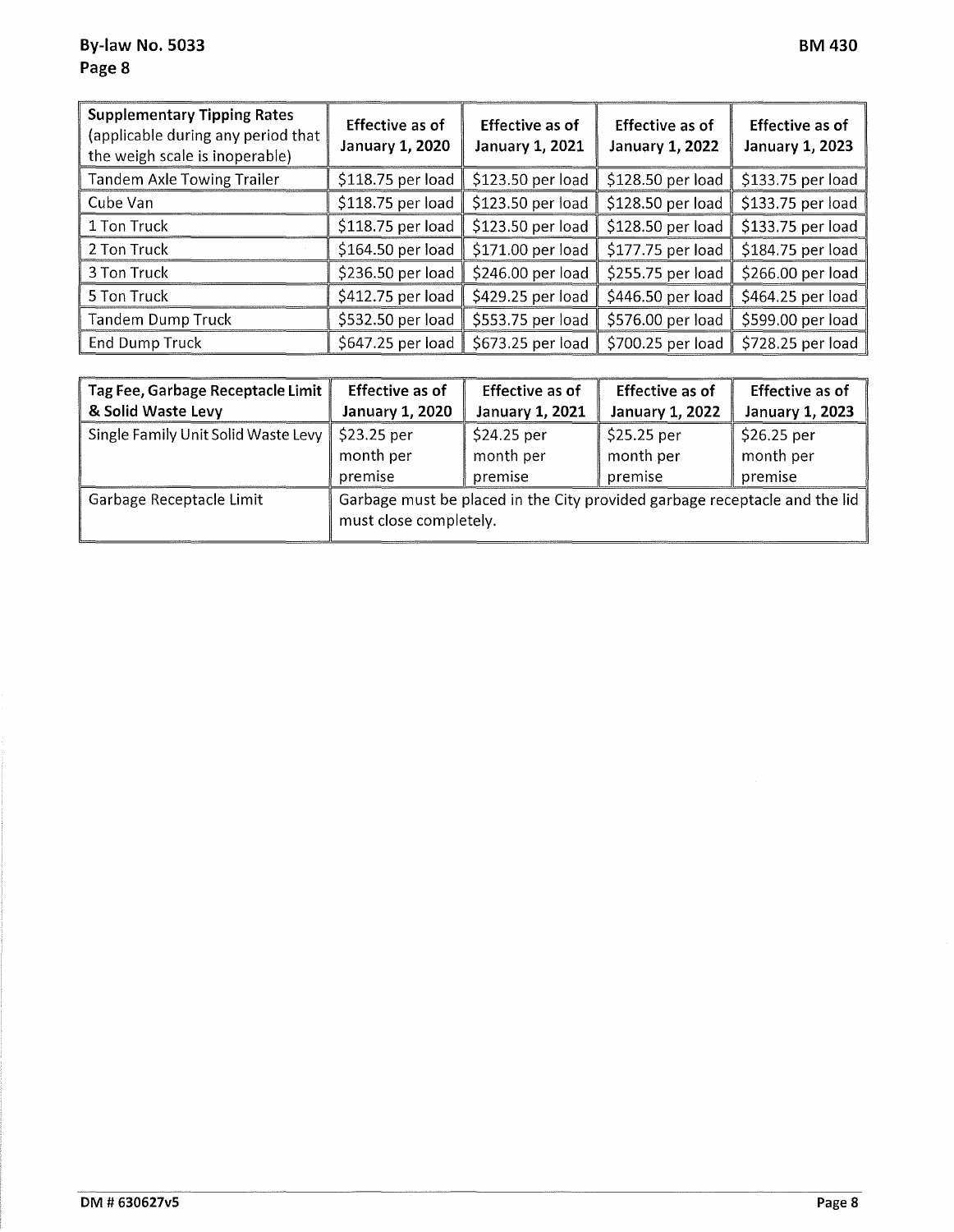| Supplementary Tipping Rates (applicable during any period that the weigh scale is inoperable) | Effective as of January 1, 2020 | Effective as of January 1, 2021 | Effective as of January 1, 2022 | Effective as of January 1, 2023 |
|---|---|---|---|---|
| Tandem Axle Towing Trailer | $118.75 per load | $123.50 per load | $128.50 per load | $133.75 per load |
| Cube Van | $118.75 per load | $123.50 per load | $128.50 per load | $133.75 per load |
| 1 Ton Truck | $118.75 per load | $123.50 per load | $128.50 per load | $133.75 per load |
| 2 Ton Truck | $164.50 per load | $171.00 per load | $177.75 per load | $184.75 per load |
| 3 Ton Truck | $236.50 per load | $246.00 per load | $255.75 per load | $266.00 per load |
| 5 Ton Truck | $412.75 per load | $429.25 per load | $446.50 per load | $464.25 per load |
| Tandem Dump Truck | $532.50 per load | $553.75 per load | $576.00 per load | $599.00 per load |
| End Dump Truck | $647.25 per load | $673.25 per load | $700.25 per load | $728.25 per load |

| Tag Fee, Garbage Receptacle Limit & Solid Waste Levy | Effective as of January 1, 2020 | Effective as of January 1, 2021 | Effective as of January 1, 2022 | Effective as of January 1, 2023 |
|---|---|---|---|---|
| Single Family Unit Solid Waste Levy | $23.25 per month per premise | $24.25 per month per premise | $25.25 per month per premise | $26.25 per month per premise |
| Garbage Receptacle Limit | Garbage must be placed in the City provided garbage receptacle and the lid must close completely. | | | |

DM # 630627v5